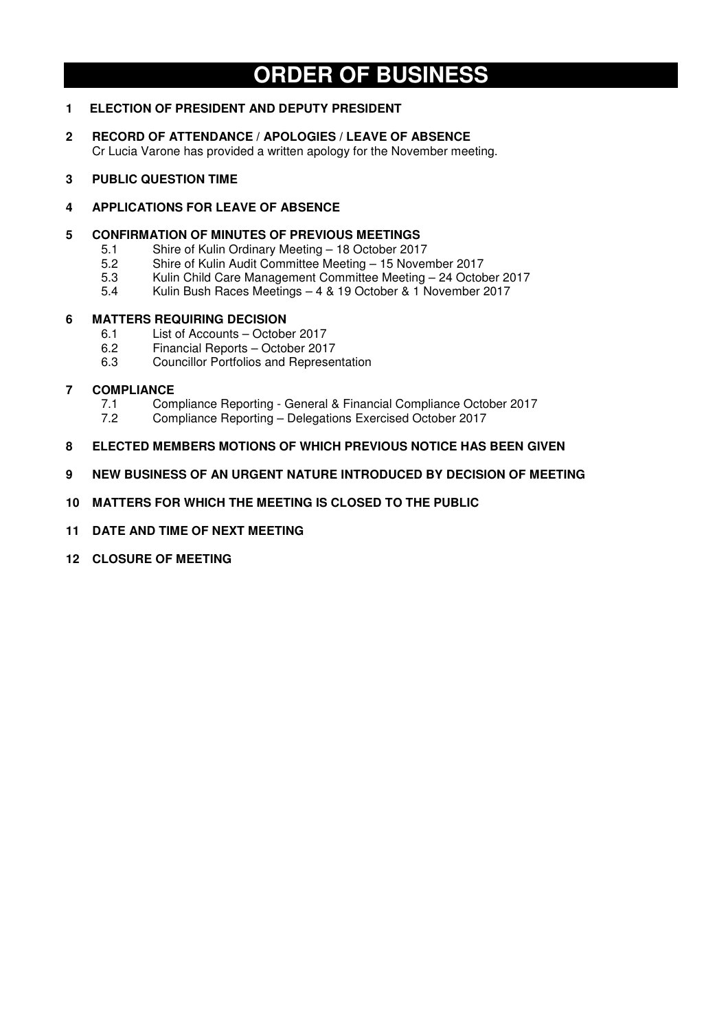# ORDER OF BUSINESS

**1 ELECTION OF PRESIDENT AND DEPUTY PRESIDENT**

**2 RECORD OF ATTENDANCE / APOLOGIES / LEAVE OF ABSENCE**
Cr Lucia Varone has provided a written apology for the November meeting.

**3 PUBLIC QUESTION TIME**

**4 APPLICATIONS FOR LEAVE OF ABSENCE**

**5 CONFIRMATION OF MINUTES OF PREVIOUS MEETINGS**
- 5.1 Shire of Kulin Ordinary Meeting – 18 October 2017
- 5.2 Shire of Kulin Audit Committee Meeting – 15 November 2017
- 5.3 Kulin Child Care Management Committee Meeting – 24 October 2017
- 5.4 Kulin Bush Races Meetings – 4 & 19 October & 1 November 2017

**6 MATTERS REQUIRING DECISION**
- 6.1 List of Accounts – October 2017
- 6.2 Financial Reports – October 2017
- 6.3 Councillor Portfolios and Representation

**7 COMPLIANCE**
- 7.1 Compliance Reporting - General & Financial Compliance October 2017
- 7.2 Compliance Reporting – Delegations Exercised October 2017

**8 ELECTED MEMBERS MOTIONS OF WHICH PREVIOUS NOTICE HAS BEEN GIVEN**

**9 NEW BUSINESS OF AN URGENT NATURE INTRODUCED BY DECISION OF MEETING**

**10 MATTERS FOR WHICH THE MEETING IS CLOSED TO THE PUBLIC**

**11 DATE AND TIME OF NEXT MEETING**

**12 CLOSURE OF MEETING**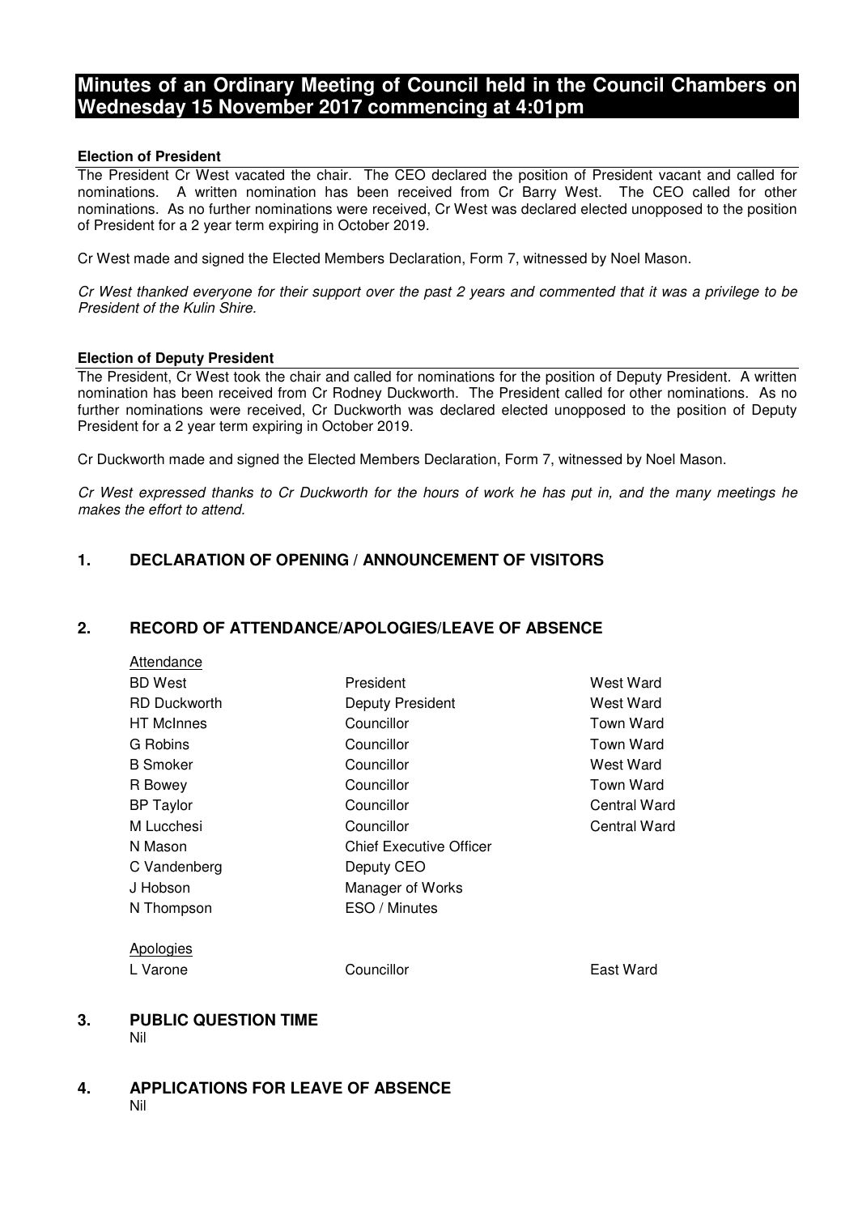# Minutes of an Ordinary Meeting of Council held in the Council Chambers on Wednesday 15 November 2017 commencing at 4:01pm

**Election of President**

The President Cr West vacated the chair. The CEO declared the position of President vacant and called for nominations. A written nomination has been received from Cr Barry West. The CEO called for other nominations. As no further nominations were received, Cr West was declared elected unopposed to the position of President for a 2 year term expiring in October 2019.

Cr West made and signed the Elected Members Declaration, Form 7, witnessed by Noel Mason.

*Cr West thanked everyone for their support over the past 2 years and commented that it was a privilege to be President of the Kulin Shire.*

**Election of Deputy President**

The President, Cr West took the chair and called for nominations for the position of Deputy President. A written nomination has been received from Cr Rodney Duckworth. The President called for other nominations. As no further nominations were received, Cr Duckworth was declared elected unopposed to the position of Deputy President for a 2 year term expiring in October 2019.

Cr Duckworth made and signed the Elected Members Declaration, Form 7, witnessed by Noel Mason.

*Cr West expressed thanks to Cr Duckworth for the hours of work he has put in, and the many meetings he makes the effort to attend.*

## 1. DECLARATION OF OPENING / ANNOUNCEMENT OF VISITORS

## 2. RECORD OF ATTENDANCE/APOLOGIES/LEAVE OF ABSENCE

Attendance

| | | |
|---|---|---|
| BD West | President | West Ward |
| RD Duckworth | Deputy President | West Ward |
| HT McInnes | Councillor | Town Ward |
| G Robins | Councillor | Town Ward |
| B Smoker | Councillor | West Ward |
| R Bowey | Councillor | Town Ward |
| BP Taylor | Councillor | Central Ward |
| M Lucchesi | Councillor | Central Ward |
| N Mason | Chief Executive Officer | |
| C Vandenberg | Deputy CEO | |
| J Hobson | Manager of Works | |
| N Thompson | ESO / Minutes | |

Apologies

| | | |
|---|---|---|
| L Varone | Councillor | East Ward |

## 3. PUBLIC QUESTION TIME

Nil

## 4. APPLICATIONS FOR LEAVE OF ABSENCE

Nil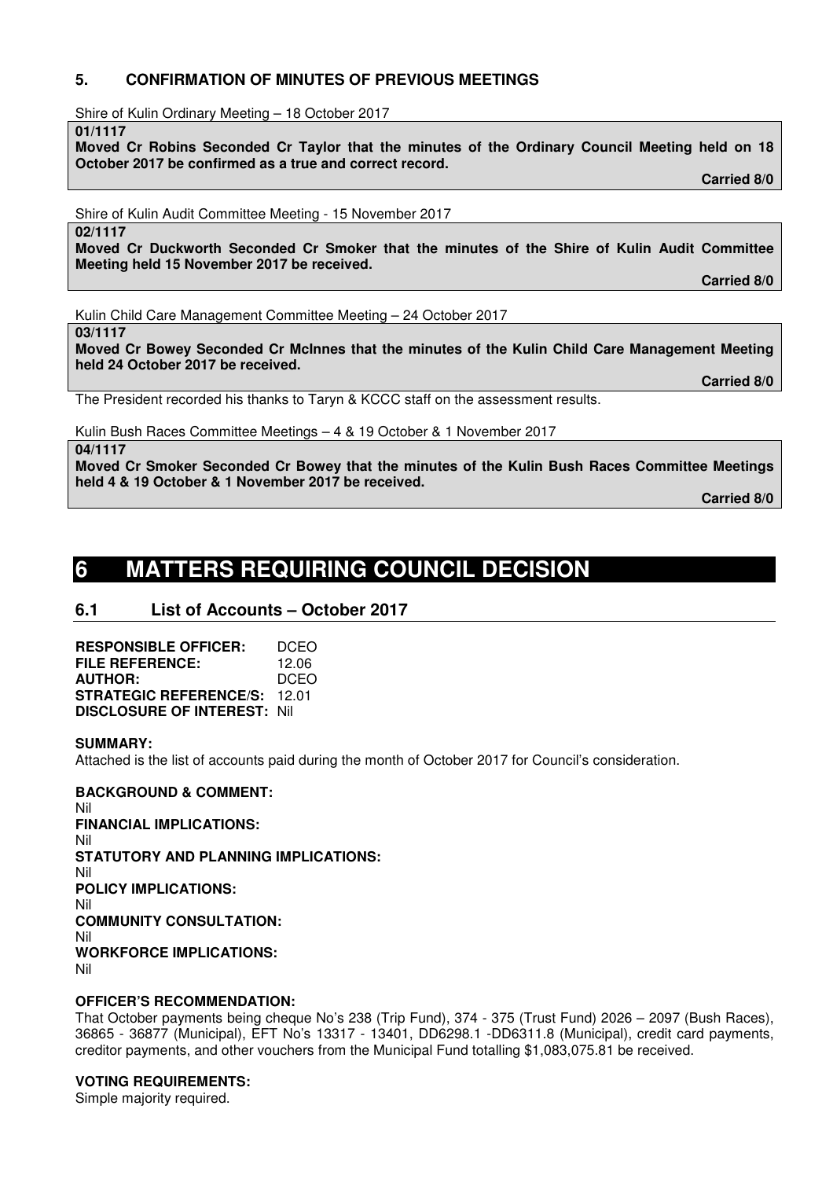## 5. CONFIRMATION OF MINUTES OF PREVIOUS MEETINGS

Shire of Kulin Ordinary Meeting – 18 October 2017

**01/1117**
**Moved Cr Robins Seconded Cr Taylor that the minutes of the Ordinary Council Meeting held on 18 October 2017 be confirmed as a true and correct record.**

**Carried 8/0**

Shire of Kulin Audit Committee Meeting - 15 November 2017

**02/1117**
**Moved Cr Duckworth Seconded Cr Smoker that the minutes of the Shire of Kulin Audit Committee Meeting held 15 November 2017 be received.**

**Carried 8/0**

Kulin Child Care Management Committee Meeting – 24 October 2017

**03/1117**
**Moved Cr Bowey Seconded Cr McInnes that the minutes of the Kulin Child Care Management Meeting held 24 October 2017 be received.**

**Carried 8/0**

The President recorded his thanks to Taryn & KCCC staff on the assessment results.

Kulin Bush Races Committee Meetings – 4 & 19 October & 1 November 2017

**04/1117**
**Moved Cr Smoker Seconded Cr Bowey that the minutes of the Kulin Bush Races Committee Meetings held 4 & 19 October & 1 November 2017 be received.**

**Carried 8/0**

# 6 MATTERS REQUIRING COUNCIL DECISION

## 6.1 List of Accounts – October 2017

**RESPONSIBLE OFFICER:** DCEO
**FILE REFERENCE:** 12.06
**AUTHOR:** DCEO
**STRATEGIC REFERENCE/S:** 12.01
**DISCLOSURE OF INTEREST:** Nil

**SUMMARY:**
Attached is the list of accounts paid during the month of October 2017 for Council's consideration.

**BACKGROUND & COMMENT:**
Nil
**FINANCIAL IMPLICATIONS:**
Nil
**STATUTORY AND PLANNING IMPLICATIONS:**
Nil
**POLICY IMPLICATIONS:**
Nil
**COMMUNITY CONSULTATION:**
Nil
**WORKFORCE IMPLICATIONS:**
Nil

**OFFICER'S RECOMMENDATION:**
That October payments being cheque No's 238 (Trip Fund), 374 - 375 (Trust Fund) 2026 – 2097 (Bush Races), 36865 - 36877 (Municipal), EFT No's 13317 - 13401, DD6298.1 -DD6311.8 (Municipal), credit card payments, creditor payments, and other vouchers from the Municipal Fund totalling $1,083,075.81 be received.

**VOTING REQUIREMENTS:**
Simple majority required.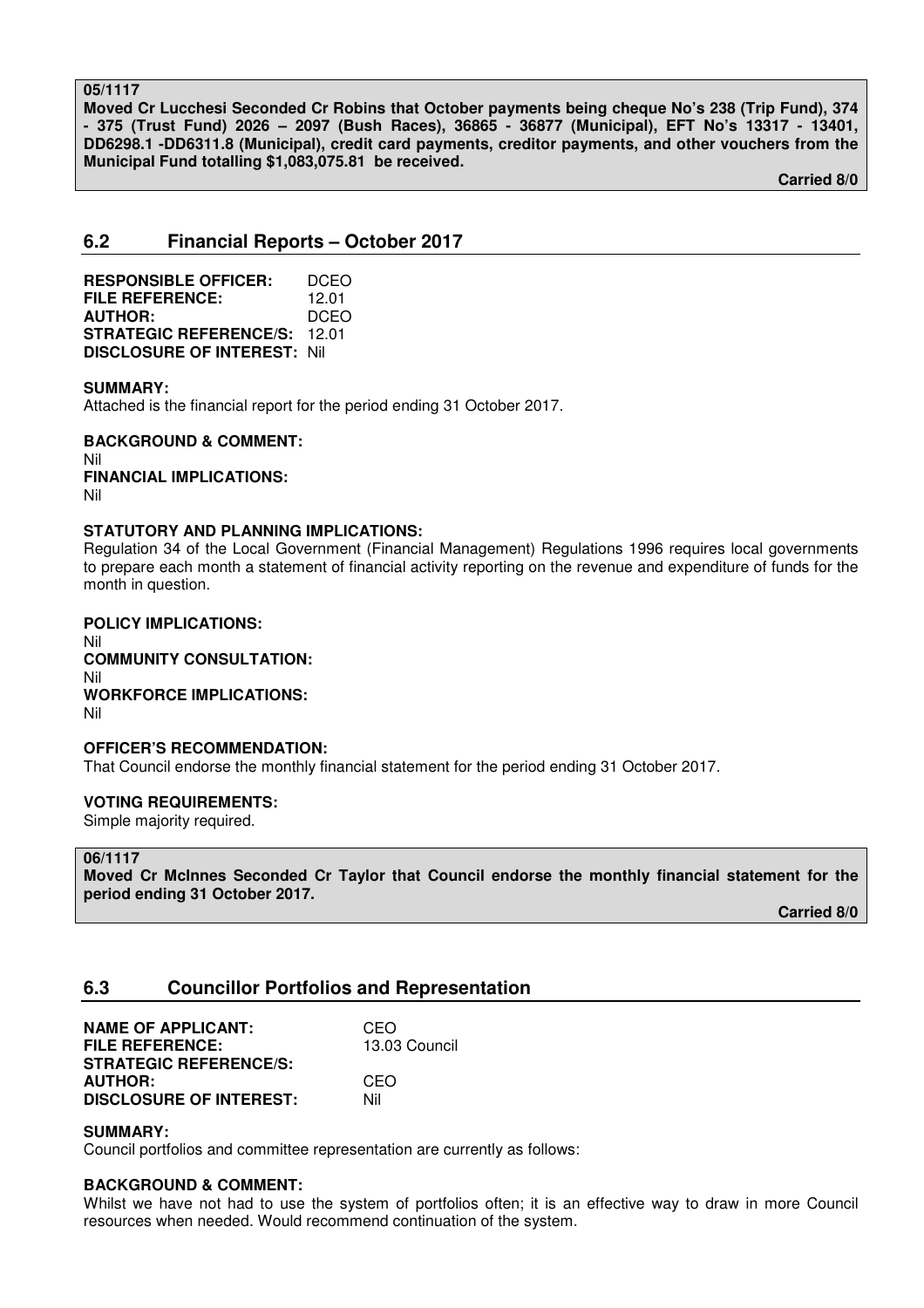**05/1117**
**Moved Cr Lucchesi Seconded Cr Robins that October payments being cheque No's 238 (Trip Fund), 374 - 375 (Trust Fund) 2026 – 2097 (Bush Races), 36865 - 36877 (Municipal), EFT No's 13317 - 13401, DD6298.1 -DD6311.8 (Municipal), credit card payments, creditor payments, and other vouchers from the Municipal Fund totalling $1,083,075.81 be received.**

**Carried 8/0**

## 6.2 Financial Reports – October 2017

**RESPONSIBLE OFFICER:** DCEO
**FILE REFERENCE:** 12.01
**AUTHOR:** DCEO
**STRATEGIC REFERENCE/S:** 12.01
**DISCLOSURE OF INTEREST:** Nil

**SUMMARY:**
Attached is the financial report for the period ending 31 October 2017.

**BACKGROUND & COMMENT:**
Nil

**FINANCIAL IMPLICATIONS:**
Nil

**STATUTORY AND PLANNING IMPLICATIONS:**
Regulation 34 of the Local Government (Financial Management) Regulations 1996 requires local governments to prepare each month a statement of financial activity reporting on the revenue and expenditure of funds for the month in question.

**POLICY IMPLICATIONS:**
Nil

**COMMUNITY CONSULTATION:**
Nil

**WORKFORCE IMPLICATIONS:**
Nil

**OFFICER'S RECOMMENDATION:**
That Council endorse the monthly financial statement for the period ending 31 October 2017.

**VOTING REQUIREMENTS:**
Simple majority required.

**06/1117**
**Moved Cr McInnes Seconded Cr Taylor that Council endorse the monthly financial statement for the period ending 31 October 2017.**

**Carried 8/0**

## 6.3 Councillor Portfolios and Representation

**NAME OF APPLICANT:** CEO
**FILE REFERENCE:** 13.03 Council
**STRATEGIC REFERENCE/S:**
**AUTHOR:** CEO
**DISCLOSURE OF INTEREST:** Nil

**SUMMARY:**
Council portfolios and committee representation are currently as follows:

**BACKGROUND & COMMENT:**
Whilst we have not had to use the system of portfolios often; it is an effective way to draw in more Council resources when needed. Would recommend continuation of the system.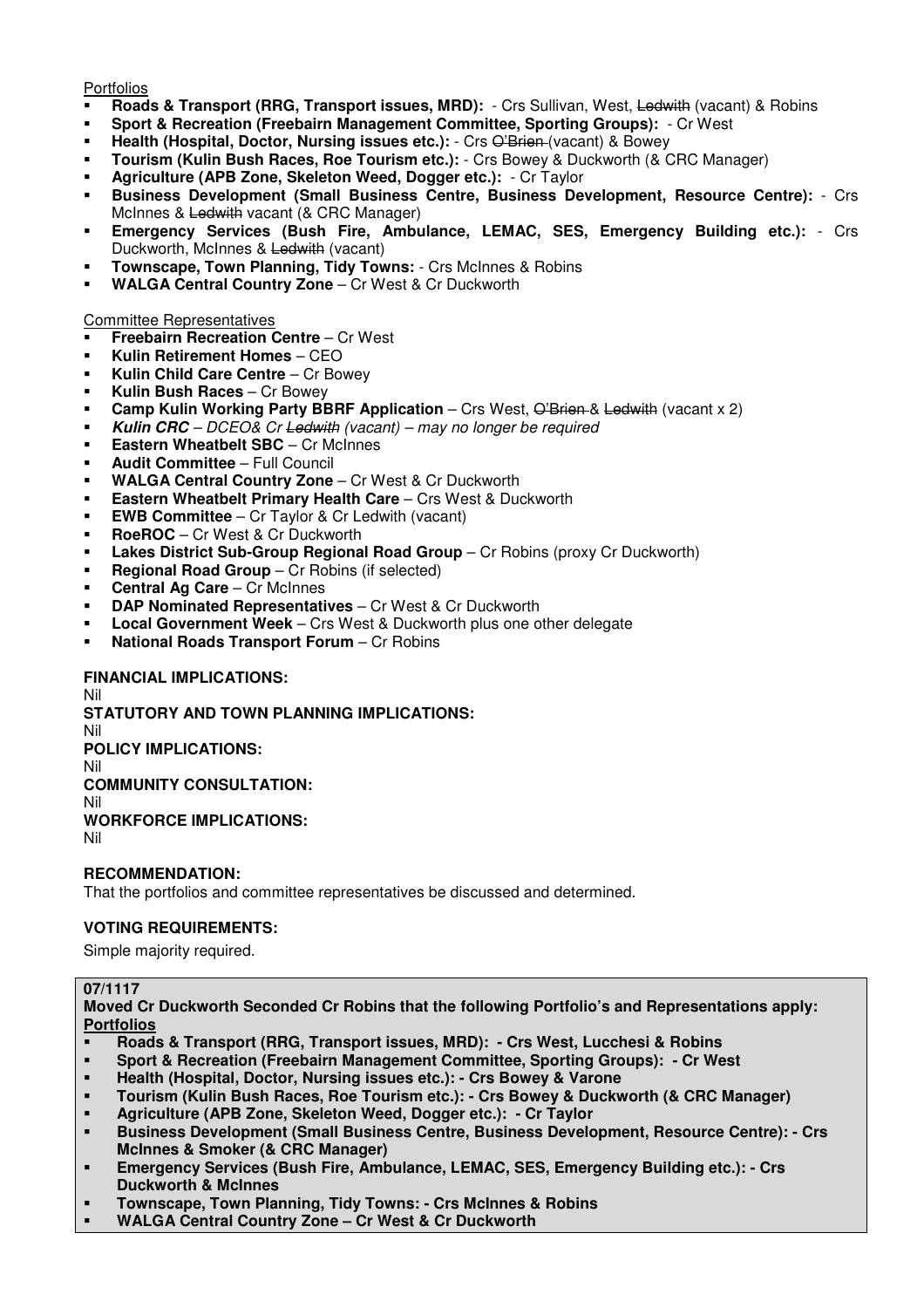Portfolios

- **Roads & Transport (RRG, Transport issues, MRD):** - Crs Sullivan, West, ~~Ledwith~~ (vacant) & Robins
- **Sport & Recreation (Freebairn Management Committee, Sporting Groups):** - Cr West
- **Health (Hospital, Doctor, Nursing issues etc.):** - Crs ~~O'Brien~~ (vacant) & Bowey
- **Tourism (Kulin Bush Races, Roe Tourism etc.):** - Crs Bowey & Duckworth (& CRC Manager)
- **Agriculture (APB Zone, Skeleton Weed, Dogger etc.):** - Cr Taylor
- **Business Development (Small Business Centre, Business Development, Resource Centre):** - Crs McInnes & ~~Ledwith~~ vacant (& CRC Manager)
- **Emergency Services (Bush Fire, Ambulance, LEMAC, SES, Emergency Building etc.):** - Crs Duckworth, McInnes & ~~Ledwith~~ (vacant)
- **Townscape, Town Planning, Tidy Towns:** - Crs McInnes & Robins
- **WALGA Central Country Zone** – Cr West & Cr Duckworth

Committee Representatives

- **Freebairn Recreation Centre** – Cr West
- **Kulin Retirement Homes** – CEO
- **Kulin Child Care Centre** – Cr Bowey
- **Kulin Bush Races** – Cr Bowey
- **Camp Kulin Working Party BBRF Application** – Crs West, ~~O'Brien~~ & ~~Ledwith~~ (vacant x 2)
- ***Kulin CRC*** *– DCEO& Cr ~~Ledwith~~ (vacant) – may no longer be required*
- **Eastern Wheatbelt SBC** – Cr McInnes
- **Audit Committee** – Full Council
- **WALGA Central Country Zone** – Cr West & Cr Duckworth
- **Eastern Wheatbelt Primary Health Care** – Crs West & Duckworth
- **EWB Committee** – Cr Taylor & Cr Ledwith (vacant)
- **RoeROC** – Cr West & Cr Duckworth
- **Lakes District Sub-Group Regional Road Group** – Cr Robins (proxy Cr Duckworth)
- **Regional Road Group** – Cr Robins (if selected)
- **Central Ag Care** – Cr McInnes
- **DAP Nominated Representatives** – Cr West & Cr Duckworth
- **Local Government Week** – Crs West & Duckworth plus one other delegate
- **National Roads Transport Forum** – Cr Robins

**FINANCIAL IMPLICATIONS:**
Nil

**STATUTORY AND TOWN PLANNING IMPLICATIONS:**
Nil

**POLICY IMPLICATIONS:**
Nil

**COMMUNITY CONSULTATION:**
Nil

**WORKFORCE IMPLICATIONS:**
Nil

**RECOMMENDATION:**

That the portfolios and committee representatives be discussed and determined.

**VOTING REQUIREMENTS:**

Simple majority required.

**07/1117**

**Moved Cr Duckworth Seconded Cr Robins that the following Portfolio's and Representations apply:**

**Portfolios**

- **Roads & Transport (RRG, Transport issues, MRD): - Crs West, Lucchesi & Robins**
- **Sport & Recreation (Freebairn Management Committee, Sporting Groups): - Cr West**
- **Health (Hospital, Doctor, Nursing issues etc.): - Crs Bowey & Varone**
- **Tourism (Kulin Bush Races, Roe Tourism etc.): - Crs Bowey & Duckworth (& CRC Manager)**
- **Agriculture (APB Zone, Skeleton Weed, Dogger etc.): - Cr Taylor**
- **Business Development (Small Business Centre, Business Development, Resource Centre): - Crs McInnes & Smoker (& CRC Manager)**
- **Emergency Services (Bush Fire, Ambulance, LEMAC, SES, Emergency Building etc.): - Crs Duckworth & McInnes**
- **Townscape, Town Planning, Tidy Towns: - Crs McInnes & Robins**
- **WALGA Central Country Zone – Cr West & Cr Duckworth**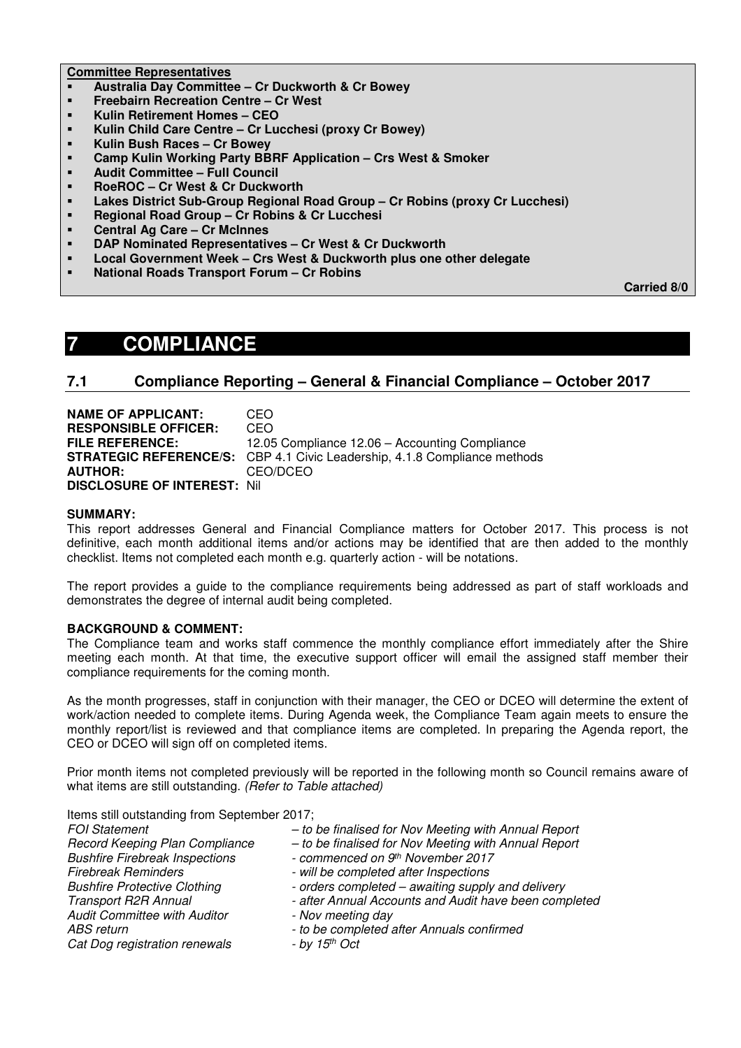**Committee Representatives**

- **Australia Day Committee – Cr Duckworth & Cr Bowey**
- **Freebairn Recreation Centre – Cr West**
- **Kulin Retirement Homes – CEO**
- **Kulin Child Care Centre – Cr Lucchesi (proxy Cr Bowey)**
- **Kulin Bush Races – Cr Bowey**
- **Camp Kulin Working Party BBRF Application – Crs West & Smoker**
- **Audit Committee – Full Council**
- **RoeROC – Cr West & Cr Duckworth**
- **Lakes District Sub-Group Regional Road Group – Cr Robins (proxy Cr Lucchesi)**
- **Regional Road Group – Cr Robins & Cr Lucchesi**
- **Central Ag Care – Cr McInnes**
- **DAP Nominated Representatives – Cr West & Cr Duckworth**
- **Local Government Week – Crs West & Duckworth plus one other delegate**
- **National Roads Transport Forum – Cr Robins**

**Carried 8/0**

# 7 COMPLIANCE

## 7.1 Compliance Reporting – General & Financial Compliance – October 2017

**NAME OF APPLICANT:** CEO
**RESPONSIBLE OFFICER:** CEO
**FILE REFERENCE:** 12.05 Compliance 12.06 – Accounting Compliance
**STRATEGIC REFERENCE/S:** CBP 4.1 Civic Leadership, 4.1.8 Compliance methods
**AUTHOR:** CEO/DCEO
**DISCLOSURE OF INTEREST:** Nil

**SUMMARY:**
This report addresses General and Financial Compliance matters for October 2017. This process is not definitive, each month additional items and/or actions may be identified that are then added to the monthly checklist. Items not completed each month e.g. quarterly action - will be notations.

The report provides a guide to the compliance requirements being addressed as part of staff workloads and demonstrates the degree of internal audit being completed.

**BACKGROUND & COMMENT:**
The Compliance team and works staff commence the monthly compliance effort immediately after the Shire meeting each month. At that time, the executive support officer will email the assigned staff member their compliance requirements for the coming month.

As the month progresses, staff in conjunction with their manager, the CEO or DCEO will determine the extent of work/action needed to complete items. During Agenda week, the Compliance Team again meets to ensure the monthly report/list is reviewed and that compliance items are completed. In preparing the Agenda report, the CEO or DCEO will sign off on completed items.

Prior month items not completed previously will be reported in the following month so Council remains aware of what items are still outstanding. *(Refer to Table attached)*

Items still outstanding from September 2017;

| | |
|---|---|
| *FOI Statement* | *– to be finalised for Nov Meeting with Annual Report* |
| *Record Keeping Plan Compliance* | *– to be finalised for Nov Meeting with Annual Report* |
| *Bushfire Firebreak Inspections* | *- commenced on 9th November 2017* |
| *Firebreak Reminders* | *- will be completed after Inspections* |
| *Bushfire Protective Clothing* | *- orders completed – awaiting supply and delivery* |
| *Transport R2R Annual* | *- after Annual Accounts and Audit have been completed* |
| *Audit Committee with Auditor* | *- Nov meeting day* |
| *ABS return* | *- to be completed after Annuals confirmed* |
| *Cat Dog registration renewals* | *- by 15th Oct* |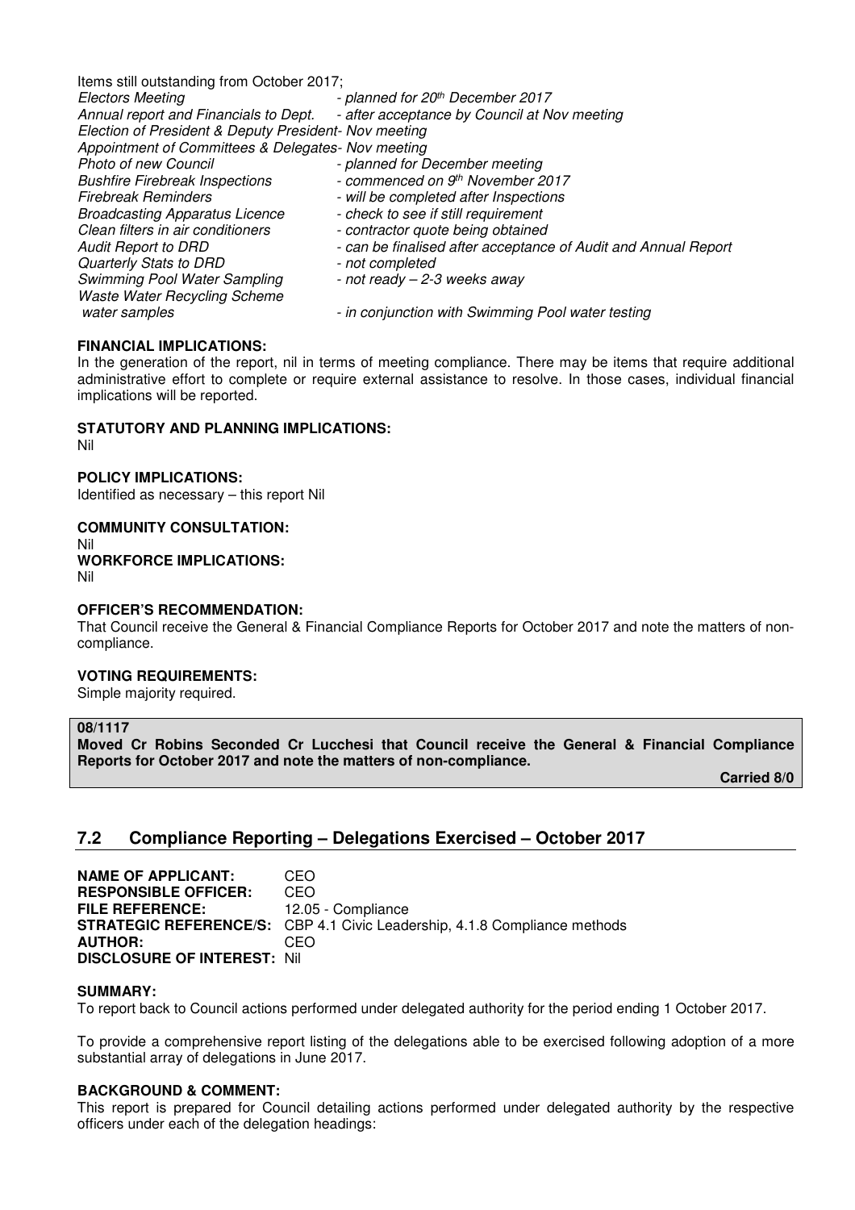Items still outstanding from October 2017;

| | |
|---|---|
| *Electors Meeting* | *- planned for 20th December 2017* |
| *Annual report and Financials to Dept.* | *- after acceptance by Council at Nov meeting* |
| *Election of President & Deputy President* | *- Nov meeting* |
| *Appointment of Committees & Delegates* | *- Nov meeting* |
| *Photo of new Council* | *- planned for December meeting* |
| *Bushfire Firebreak Inspections* | *- commenced on 9th November 2017* |
| *Firebreak Reminders* | *- will be completed after Inspections* |
| *Broadcasting Apparatus Licence* | *- check to see if still requirement* |
| *Clean filters in air conditioners* | *- contractor quote being obtained* |
| *Audit Report to DRD* | *- can be finalised after acceptance of Audit and Annual Report* |
| *Quarterly Stats to DRD* | *- not completed* |
| *Swimming Pool Water Sampling* | *- not ready – 2-3 weeks away* |
| *Waste Water Recycling Scheme water samples* | *- in conjunction with Swimming Pool water testing* |

**FINANCIAL IMPLICATIONS:**
In the generation of the report, nil in terms of meeting compliance. There may be items that require additional administrative effort to complete or require external assistance to resolve. In those cases, individual financial implications will be reported.

**STATUTORY AND PLANNING IMPLICATIONS:**
Nil

**POLICY IMPLICATIONS:**
Identified as necessary – this report Nil

**COMMUNITY CONSULTATION:**
Nil

**WORKFORCE IMPLICATIONS:**
Nil

**OFFICER'S RECOMMENDATION:**
That Council receive the General & Financial Compliance Reports for October 2017 and note the matters of non-compliance.

**VOTING REQUIREMENTS:**
Simple majority required.

**08/1117**
**Moved Cr Robins Seconded Cr Lucchesi that Council receive the General & Financial Compliance Reports for October 2017 and note the matters of non-compliance.**

**Carried 8/0**

## 7.2 Compliance Reporting – Delegations Exercised – October 2017

**NAME OF APPLICANT:** CEO
**RESPONSIBLE OFFICER:** CEO
**FILE REFERENCE:** 12.05 - Compliance
**STRATEGIC REFERENCE/S:** CBP 4.1 Civic Leadership, 4.1.8 Compliance methods
**AUTHOR:** CEO
**DISCLOSURE OF INTEREST:** Nil

**SUMMARY:**
To report back to Council actions performed under delegated authority for the period ending 1 October 2017.

To provide a comprehensive report listing of the delegations able to be exercised following adoption of a more substantial array of delegations in June 2017.

**BACKGROUND & COMMENT:**
This report is prepared for Council detailing actions performed under delegated authority by the respective officers under each of the delegation headings: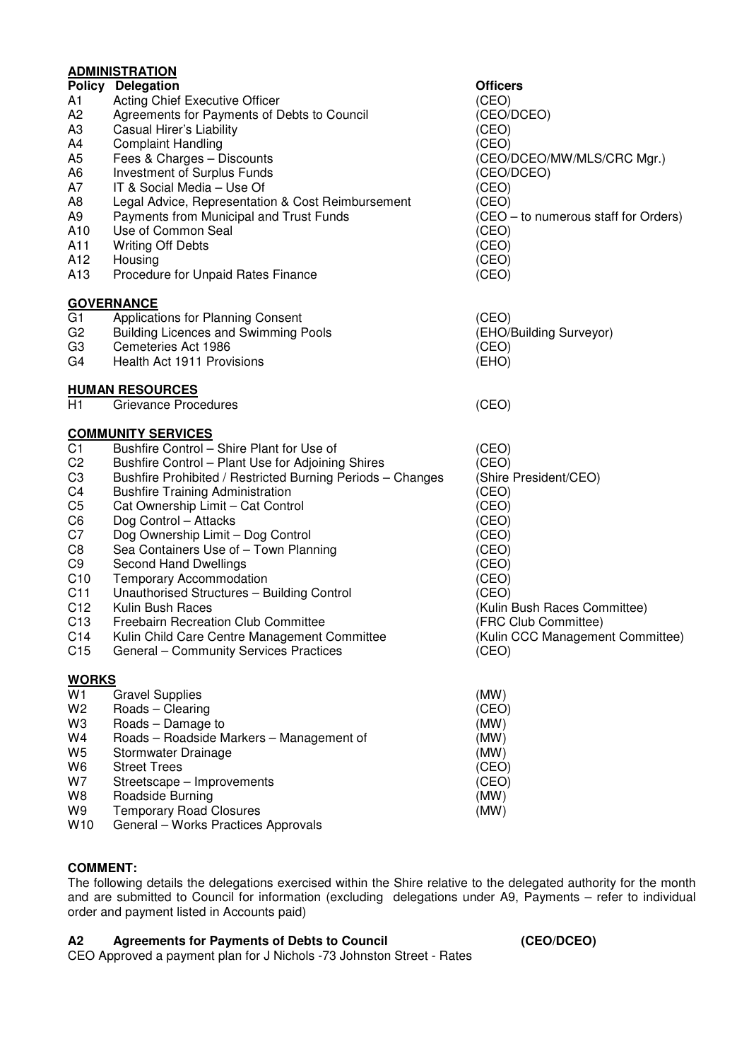**ADMINISTRATION**

| Policy | Delegation | Officers |
|---|---|---|
| A1 | Acting Chief Executive Officer | (CEO) |
| A2 | Agreements for Payments of Debts to Council | (CEO/DCEO) |
| A3 | Casual Hirer's Liability | (CEO) |
| A4 | Complaint Handling | (CEO) |
| A5 | Fees & Charges – Discounts | (CEO/DCEO/MW/MLS/CRC Mgr.) |
| A6 | Investment of Surplus Funds | (CEO/DCEO) |
| A7 | IT & Social Media – Use Of | (CEO) |
| A8 | Legal Advice, Representation & Cost Reimbursement | (CEO) |
| A9 | Payments from Municipal and Trust Funds | (CEO – to numerous staff for Orders) |
| A10 | Use of Common Seal | (CEO) |
| A11 | Writing Off Debts | (CEO) |
| A12 | Housing | (CEO) |
| A13 | Procedure for Unpaid Rates Finance | (CEO) |

**GOVERNANCE**

| | | |
|---|---|---|
| G1 | Applications for Planning Consent | (CEO) |
| G2 | Building Licences and Swimming Pools | (EHO/Building Surveyor) |
| G3 | Cemeteries Act 1986 | (CEO) |
| G4 | Health Act 1911 Provisions | (EHO) |

**HUMAN RESOURCES**

| | | |
|---|---|---|
| H1 | Grievance Procedures | (CEO) |

**COMMUNITY SERVICES**

| | | |
|---|---|---|
| C1 | Bushfire Control – Shire Plant for Use of | (CEO) |
| C2 | Bushfire Control – Plant Use for Adjoining Shires | (CEO) |
| C3 | Bushfire Prohibited / Restricted Burning Periods – Changes | (Shire President/CEO) |
| C4 | Bushfire Training Administration | (CEO) |
| C5 | Cat Ownership Limit – Cat Control | (CEO) |
| C6 | Dog Control – Attacks | (CEO) |
| C7 | Dog Ownership Limit – Dog Control | (CEO) |
| C8 | Sea Containers Use of – Town Planning | (CEO) |
| C9 | Second Hand Dwellings | (CEO) |
| C10 | Temporary Accommodation | (CEO) |
| C11 | Unauthorised Structures – Building Control | (CEO) |
| C12 | Kulin Bush Races | (Kulin Bush Races Committee) |
| C13 | Freebairn Recreation Club Committee | (FRC Club Committee) |
| C14 | Kulin Child Care Centre Management Committee | (Kulin CCC Management Committee) |
| C15 | General – Community Services Practices | (CEO) |

**WORKS**

| | | |
|---|---|---|
| W1 | Gravel Supplies | (MW) |
| W2 | Roads – Clearing | (CEO) |
| W3 | Roads – Damage to | (MW) |
| W4 | Roads – Roadside Markers – Management of | (MW) |
| W5 | Stormwater Drainage | (MW) |
| W6 | Street Trees | (CEO) |
| W7 | Streetscape – Improvements | (CEO) |
| W8 | Roadside Burning | (MW) |
| W9 | Temporary Road Closures | (MW) |
| W10 | General – Works Practices Approvals | |

**COMMENT:**

The following details the delegations exercised within the Shire relative to the delegated authority for the month and are submitted to Council for information (excluding delegations under A9, Payments – refer to individual order and payment listed in Accounts paid)

**A2 Agreements for Payments of Debts to Council (CEO/DCEO)**

CEO Approved a payment plan for J Nichols -73 Johnston Street - Rates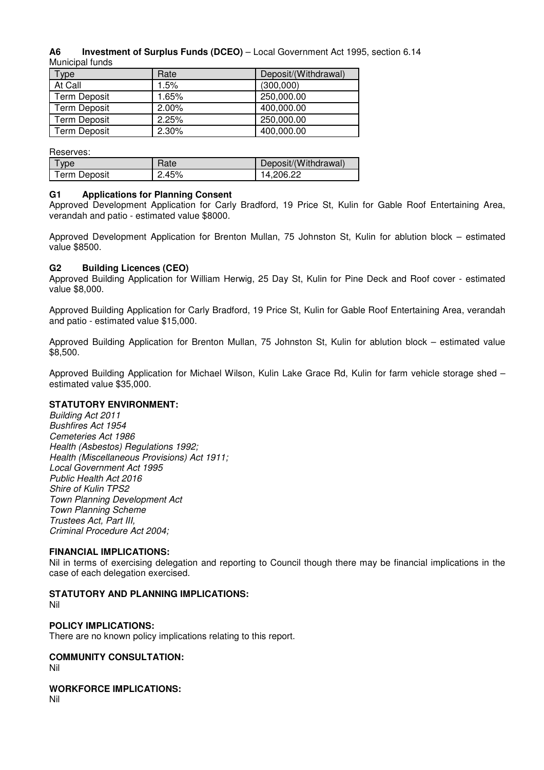**A6 Investment of Surplus Funds (DCEO)** – Local Government Act 1995, section 6.14

Municipal funds

| Type | Rate | Deposit/(Withdrawal) |
|---|---|---|
| At Call | 1.5% | (300,000) |
| Term Deposit | 1.65% | 250,000.00 |
| Term Deposit | 2.00% | 400,000.00 |
| Term Deposit | 2.25% | 250,000.00 |
| Term Deposit | 2.30% | 400,000.00 |

Reserves:

| Type | Rate | Deposit/(Withdrawal) |
|---|---|---|
| Term Deposit | 2.45% | 14,206.22 |

**G1 Applications for Planning Consent**

Approved Development Application for Carly Bradford, 19 Price St, Kulin for Gable Roof Entertaining Area, verandah and patio - estimated value $8000.

Approved Development Application for Brenton Mullan, 75 Johnston St, Kulin for ablution block – estimated value $8500.

**G2 Building Licences (CEO)**

Approved Building Application for William Herwig, 25 Day St, Kulin for Pine Deck and Roof cover - estimated value $8,000.

Approved Building Application for Carly Bradford, 19 Price St, Kulin for Gable Roof Entertaining Area, verandah and patio - estimated value $15,000.

Approved Building Application for Brenton Mullan, 75 Johnston St, Kulin for ablution block – estimated value $8,500.

Approved Building Application for Michael Wilson, Kulin Lake Grace Rd, Kulin for farm vehicle storage shed – estimated value $35,000.

**STATUTORY ENVIRONMENT:**

*Building Act 2011*
*Bushfires Act 1954*
*Cemeteries Act 1986*
*Health (Asbestos) Regulations 1992;*
*Health (Miscellaneous Provisions) Act 1911;*
*Local Government Act 1995*
*Public Health Act 2016*
*Shire of Kulin TPS2*
*Town Planning Development Act*
*Town Planning Scheme*
*Trustees Act, Part III,*
*Criminal Procedure Act 2004;*

**FINANCIAL IMPLICATIONS:**

Nil in terms of exercising delegation and reporting to Council though there may be financial implications in the case of each delegation exercised.

**STATUTORY AND PLANNING IMPLICATIONS:**

Nil

**POLICY IMPLICATIONS:**

There are no known policy implications relating to this report.

**COMMUNITY CONSULTATION:**

Nil

**WORKFORCE IMPLICATIONS:**

Nil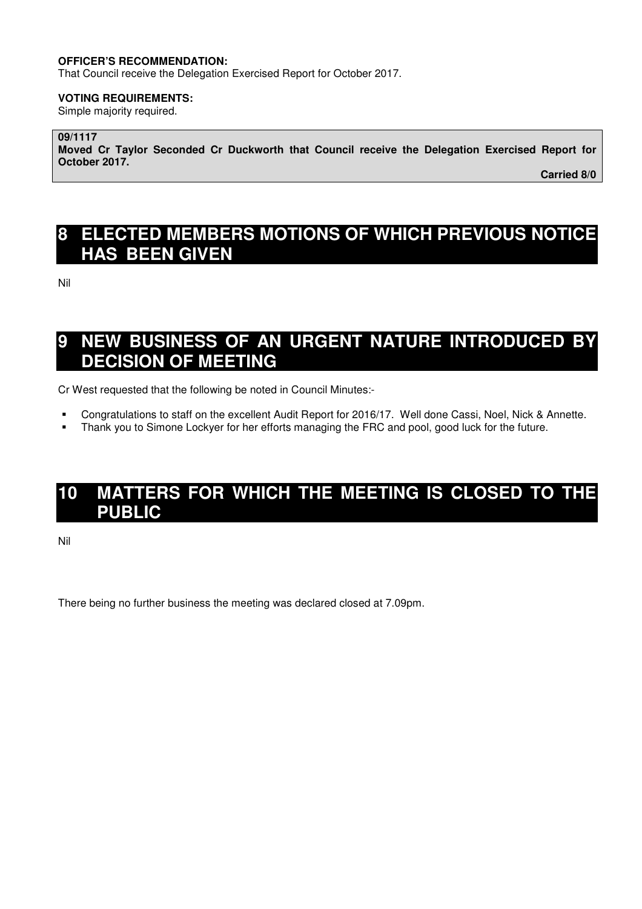**OFFICER'S RECOMMENDATION:**
That Council receive the Delegation Exercised Report for October 2017.

**VOTING REQUIREMENTS:**
Simple majority required.

**09/1117**
**Moved Cr Taylor Seconded Cr Duckworth that Council receive the Delegation Exercised Report for October 2017.**

**Carried 8/0**

# 8 ELECTED MEMBERS MOTIONS OF WHICH PREVIOUS NOTICE HAS BEEN GIVEN

Nil

# 9 NEW BUSINESS OF AN URGENT NATURE INTRODUCED BY DECISION OF MEETING

Cr West requested that the following be noted in Council Minutes:-

- Congratulations to staff on the excellent Audit Report for 2016/17. Well done Cassi, Noel, Nick & Annette.
- Thank you to Simone Lockyer for her efforts managing the FRC and pool, good luck for the future.

# 10 MATTERS FOR WHICH THE MEETING IS CLOSED TO THE PUBLIC

Nil

There being no further business the meeting was declared closed at 7.09pm.